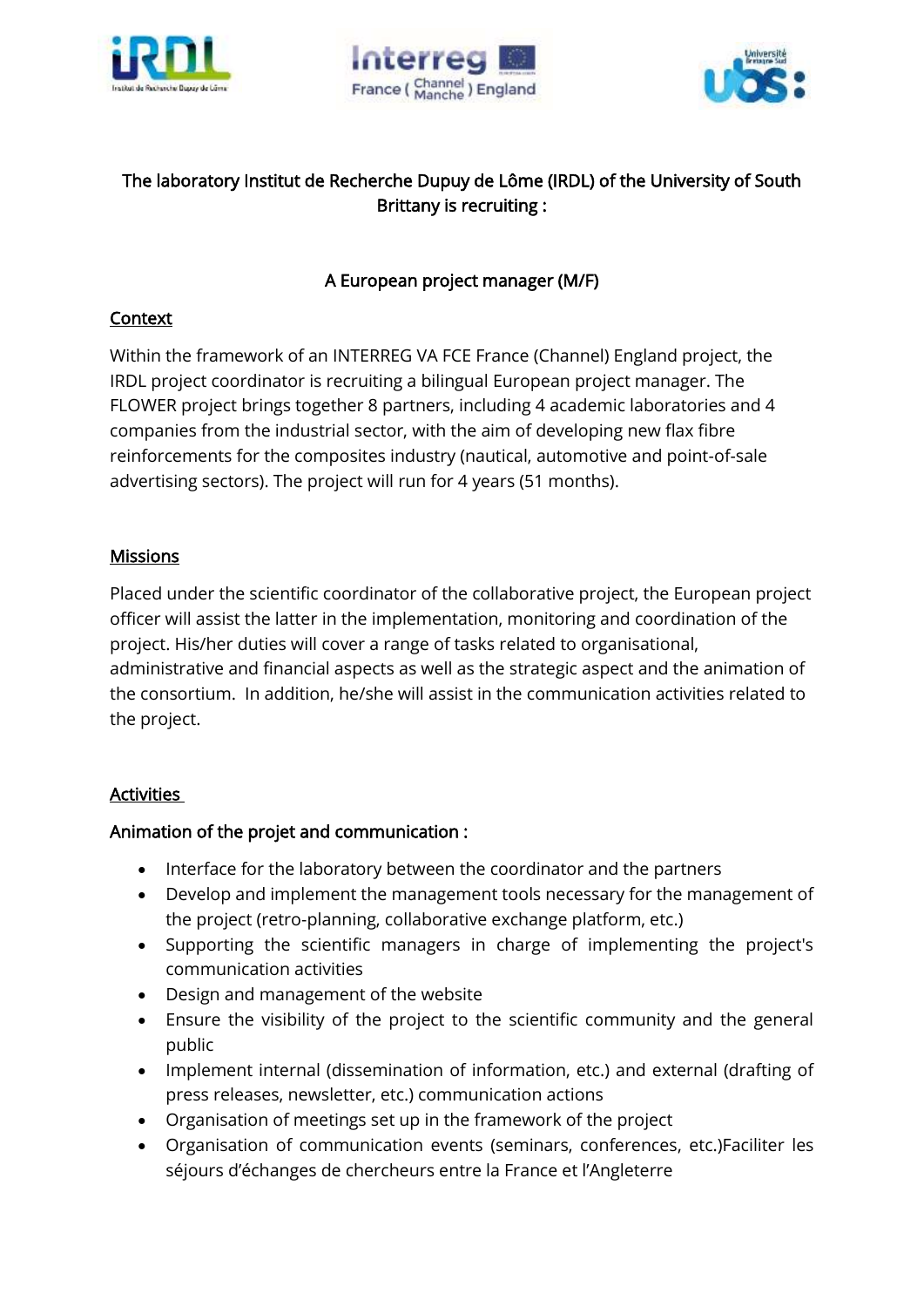The laboratory Institut de Recherche Dupuy de Lôme (IRDL) of the University of South Brittany is recruiting :

# A European project manager (M/F)

## Context

Within the framework of an INTERREG VA FCE France (Channel) England project, the IRDL project coordinator is recruiting a bilingual European project manager. The FLOWER project brings together 8 partners, including 4 academic laboratories and 4 companies from the industrial sector, with the aim of developing new flax fibre reinforcements for the composites industry (nautical, automotive and point-of-sale advertising sectors). The project will run for 4 years (51 months).

## Missions

Placed under the scientific coordinator of the collaborative project, the European project officer will assist the latter in the implementation, monitoring and coordination of the project. His/her duties will cover a range of tasks related to organisational, administrative and financial aspects as well as the strategic aspect and the animation of the consortium. In addition, he/she will assist in the communication activities related to the project.

## Activities

### Animation of the projet and communication :

- Interface for the laboratory between the coordinator and the partners
- Develop and implement the management tools necessary for the management of the project (retro-planning, collaborative exchange platform, etc.)
- Supporting the scientific managers in charge of implementing the project's communication activities
- Design and management of the website
- Ensure the visibility of the project to the scientific community and the general public
- Implement internal (dissemination of information, etc.) and external (drafting of press releases, newsletter, etc.) communication actions
- Organisation of meetings set up in the framework of the project
- Organisation of communication events (seminars, conferences, etc.)Faciliter les séjours d'échanges de chercheurs entre la France et l'Angleterre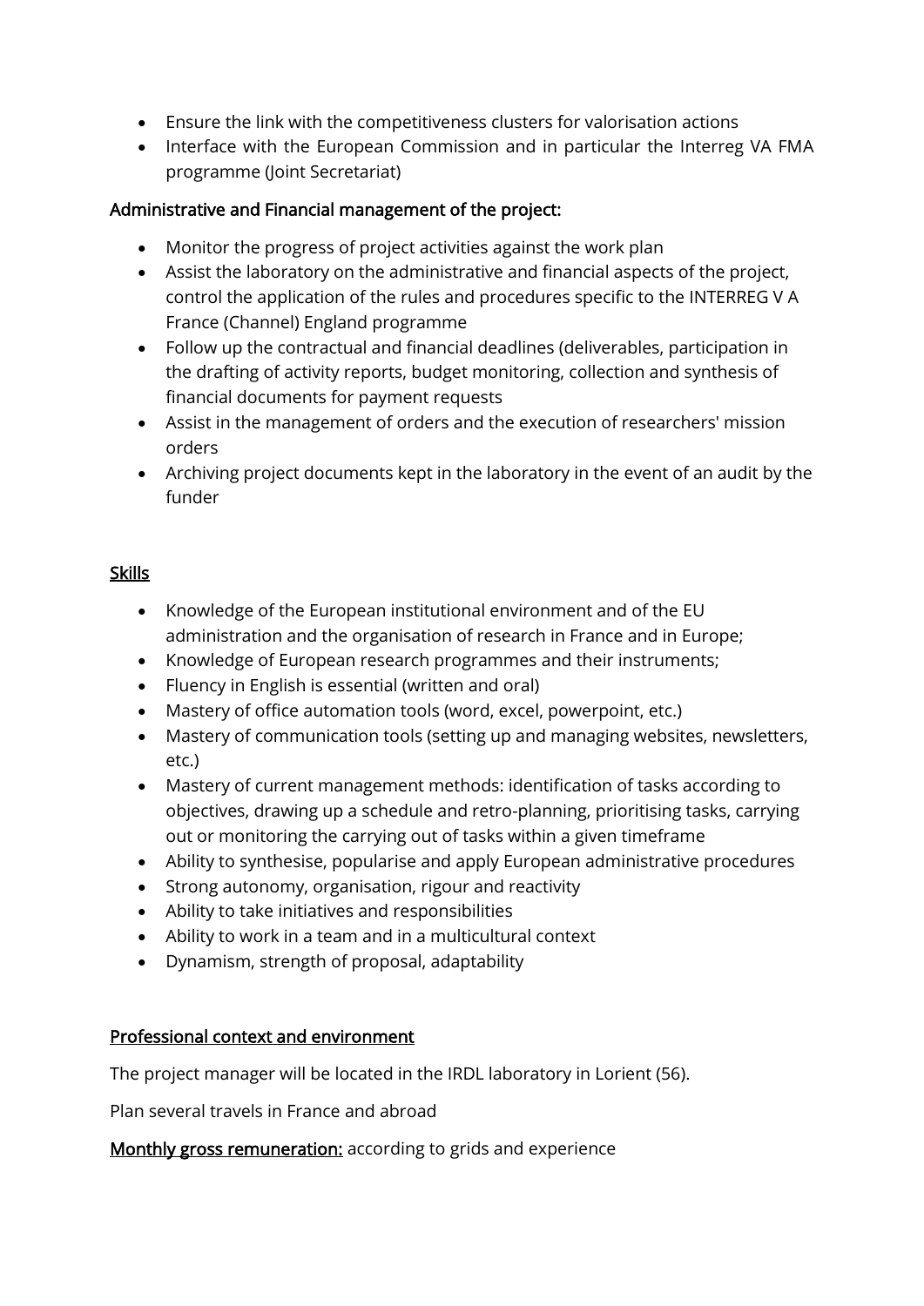- Ensure the link with the competitiveness clusters for valorisation actions
- Interface with the European Commission and in particular the Interreg VA FMA programme (Joint Secretariat)

Administrative and Financial management of the project:

- Monitor the progress of project activities against the work plan
- Assist the laboratory on the administrative and financial aspects of the project, control the application of the rules and procedures specific to the INTERREG V A France (Channel) England programme
- Follow up the contractual and financial deadlines (deliverables, participation in the drafting of activity reports, budget monitoring, collection and synthesis of financial documents for payment requests
- Assist in the management of orders and the execution of researchers' mission orders
- Archiving project documents kept in the laboratory in the event of an audit by the funder

## Skills

- Knowledge of the European institutional environment and of the EU administration and the organisation of research in France and in Europe;
- Knowledge of European research programmes and their instruments;
- Fluency in English is essential (written and oral)
- Mastery of office automation tools (word, excel, powerpoint, etc.)
- Mastery of communication tools (setting up and managing websites, newsletters, etc.)
- Mastery of current management methods: identification of tasks according to objectives, drawing up a schedule and retro-planning, prioritising tasks, carrying out or monitoring the carrying out of tasks within a given timeframe
- Ability to synthesise, popularise and apply European administrative procedures
- Strong autonomy, organisation, rigour and reactivity
- Ability to take initiatives and responsibilities
- Ability to work in a team and in a multicultural context
- Dynamism, strength of proposal, adaptability

## Professional context and environment

The project manager will be located in the IRDL laboratory in Lorient (56).

Plan several travels in France and abroad

**Monthly gross remuneration:** according to grids and experience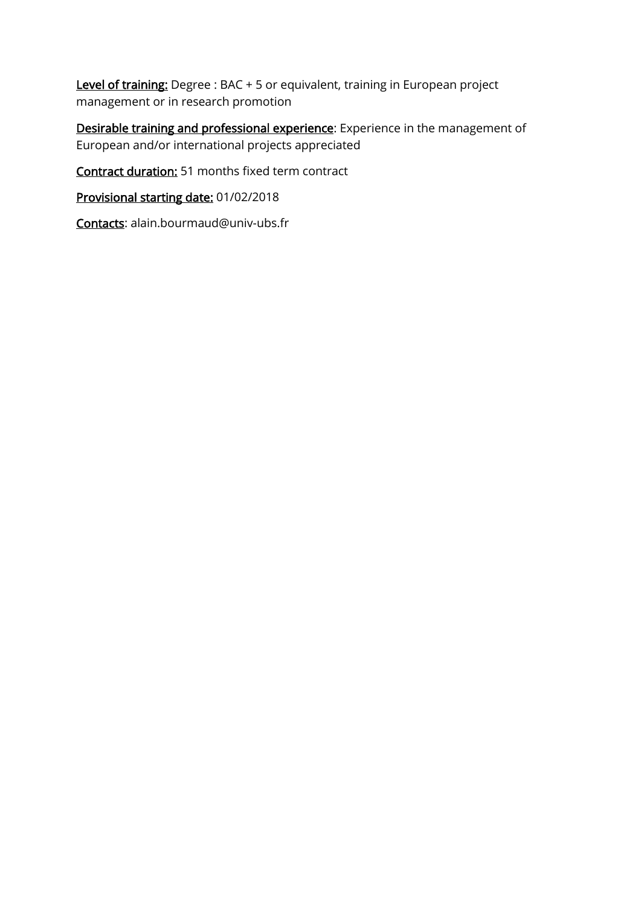Level of training: Degree : BAC + 5 or equivalent, training in European project management or in research promotion

Desirable training and professional experience: Experience in the management of European and/or international projects appreciated

Contract duration: 51 months fixed term contract

Provisional starting date: 01/02/2018

Contacts: alain.bourmaud@univ-ubs.fr